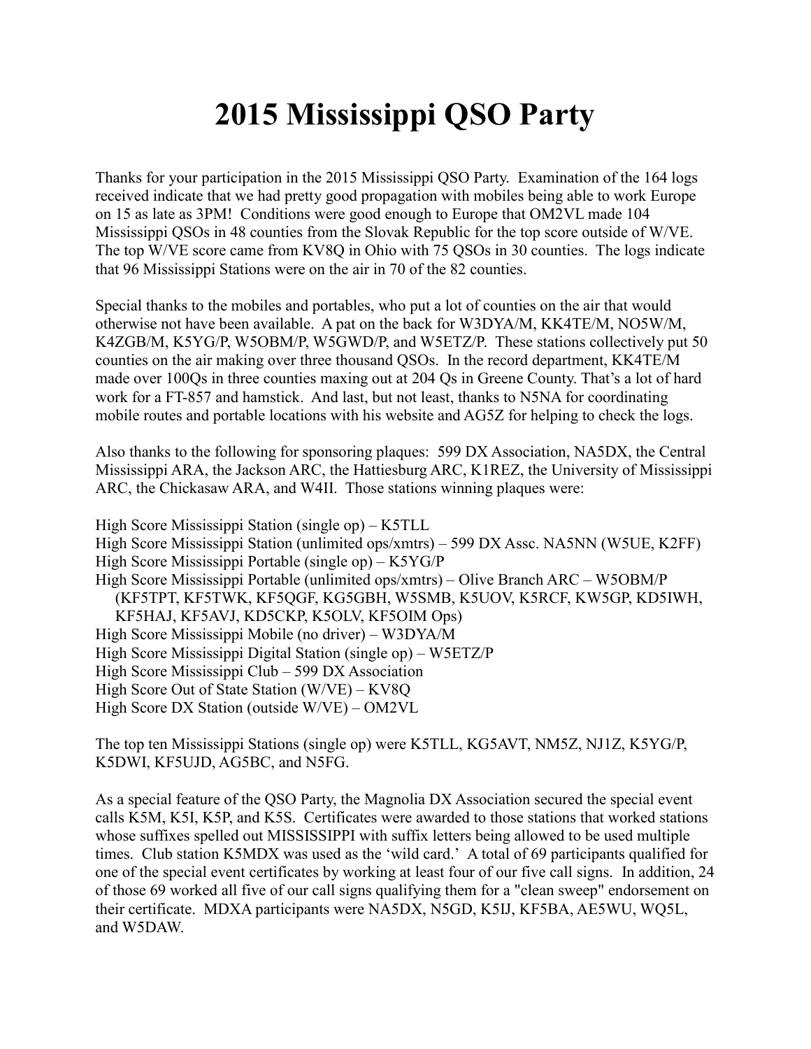# 2015 Mississippi QSO Party

Thanks for your participation in the 2015 Mississippi QSO Party. Examination of the 164 logs received indicate that we had pretty good propagation with mobiles being able to work Europe on 15 as late as 3PM! Conditions were good enough to Europe that OM2VL made 104 Mississippi QSOs in 48 counties from the Slovak Republic for the top score outside of W/VE. The top W/VE score came from KV8Q in Ohio with 75 QSOs in 30 counties. The logs indicate that 96 Mississippi Stations were on the air in 70 of the 82 counties.

Special thanks to the mobiles and portables, who put a lot of counties on the air that would otherwise not have been available. A pat on the back for W3DYA/M, KK4TE/M, NO5W/M, K4ZGB/M, K5YG/P, W5OBM/P, W5GWD/P, and W5ETZ/P. These stations collectively put 50 counties on the air making over three thousand QSOs. In the record department, KK4TE/M made over 100Qs in three counties maxing out at 204 Qs in Greene County. That's a lot of hard work for a FT-857 and hamstick. And last, but not least, thanks to N5NA for coordinating mobile routes and portable locations with his website and AG5Z for helping to check the logs.

Also thanks to the following for sponsoring plaques: 599 DX Association, NA5DX, the Central Mississippi ARA, the Jackson ARC, the Hattiesburg ARC, K1REZ, the University of Mississippi ARC, the Chickasaw ARA, and W4II. Those stations winning plaques were:

High Score Mississippi Station (single op) – K5TLL
High Score Mississippi Station (unlimited ops/xmtrs) – 599 DX Assc. NA5NN (W5UE, K2FF)
High Score Mississippi Portable (single op) – K5YG/P
High Score Mississippi Portable (unlimited ops/xmtrs) – Olive Branch ARC – W5OBM/P
(KF5TPT, KF5TWK, KF5QGF, KG5GBH, W5SMB, K5UOV, K5RCF, KW5GP, KD5IWH, KF5HAJ, KF5AVJ, KD5CKP, K5OLV, KF5OIM Ops)
High Score Mississippi Mobile (no driver) – W3DYA/M
High Score Mississippi Digital Station (single op) – W5ETZ/P
High Score Mississippi Club – 599 DX Association
High Score Out of State Station (W/VE) – KV8Q
High Score DX Station (outside W/VE) – OM2VL

The top ten Mississippi Stations (single op) were K5TLL, KG5AVT, NM5Z, NJ1Z, K5YG/P, K5DWI, KF5UJD, AG5BC, and N5FG.

As a special feature of the QSO Party, the Magnolia DX Association secured the special event calls K5M, K5I, K5P, and K5S. Certificates were awarded to those stations that worked stations whose suffixes spelled out MISSISSIPPI with suffix letters being allowed to be used multiple times. Club station K5MDX was used as the 'wild card.' A total of 69 participants qualified for one of the special event certificates by working at least four of our five call signs. In addition, 24 of those 69 worked all five of our call signs qualifying them for a "clean sweep" endorsement on their certificate. MDXA participants were NA5DX, N5GD, K5IJ, KF5BA, AE5WU, WQ5L, and W5DAW.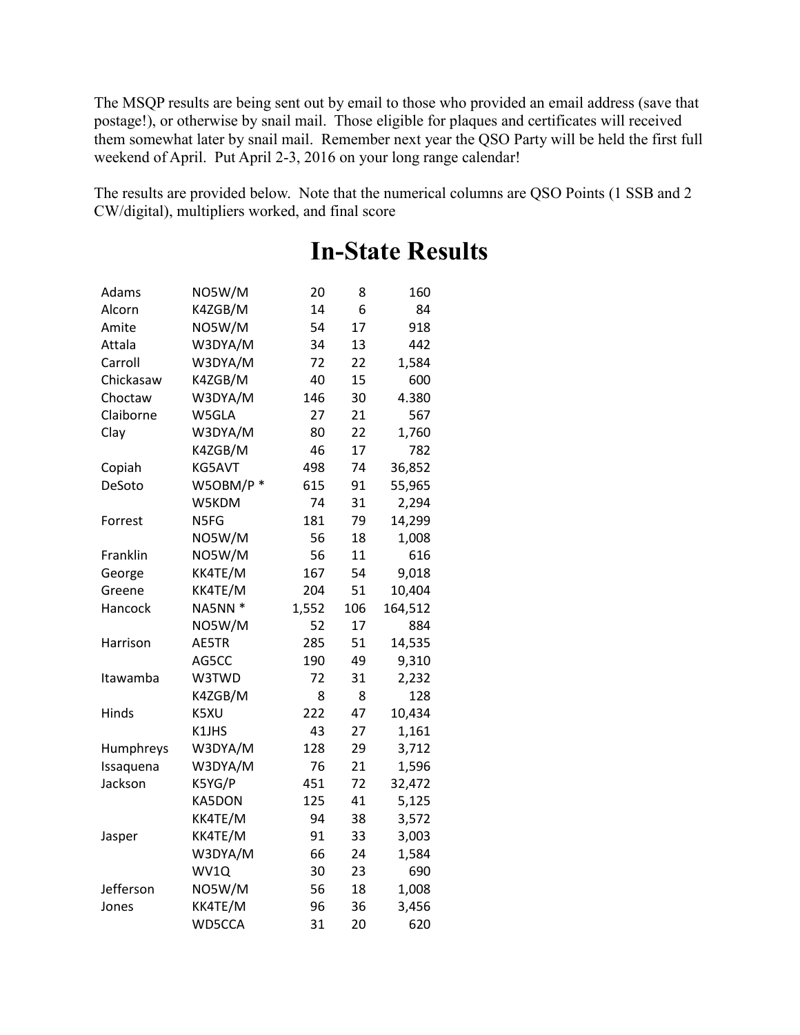The MSQP results are being sent out by email to those who provided an email address (save that postage!), or otherwise by snail mail. Those eligible for plaques and certificates will received them somewhat later by snail mail. Remember next year the QSO Party will be held the first full weekend of April. Put April 2-3, 2016 on your long range calendar!

The results are provided below. Note that the numerical columns are QSO Points (1 SSB and 2 CW/digital), multipliers worked, and final score

# In-State Results

| | | | | |
|---|---|---|---|---|
| Adams | NO5W/M | 20 | 8 | 160 |
| Alcorn | K4ZGB/M | 14 | 6 | 84 |
| Amite | NO5W/M | 54 | 17 | 918 |
| Attala | W3DYA/M | 34 | 13 | 442 |
| Carroll | W3DYA/M | 72 | 22 | 1,584 |
| Chickasaw | K4ZGB/M | 40 | 15 | 600 |
| Choctaw | W3DYA/M | 146 | 30 | 4.380 |
| Claiborne | W5GLA | 27 | 21 | 567 |
| Clay | W3DYA/M | 80 | 22 | 1,760 |
| | K4ZGB/M | 46 | 17 | 782 |
| Copiah | KG5AVT | 498 | 74 | 36,852 |
| DeSoto | W5OBM/P * | 615 | 91 | 55,965 |
| | W5KDM | 74 | 31 | 2,294 |
| Forrest | N5FG | 181 | 79 | 14,299 |
| | NO5W/M | 56 | 18 | 1,008 |
| Franklin | NO5W/M | 56 | 11 | 616 |
| George | KK4TE/M | 167 | 54 | 9,018 |
| Greene | KK4TE/M | 204 | 51 | 10,404 |
| Hancock | NA5NN * | 1,552 | 106 | 164,512 |
| | NO5W/M | 52 | 17 | 884 |
| Harrison | AE5TR | 285 | 51 | 14,535 |
| | AG5CC | 190 | 49 | 9,310 |
| Itawamba | W3TWD | 72 | 31 | 2,232 |
| | K4ZGB/M | 8 | 8 | 128 |
| Hinds | K5XU | 222 | 47 | 10,434 |
| | K1JHS | 43 | 27 | 1,161 |
| Humphreys | W3DYA/M | 128 | 29 | 3,712 |
| Issaquena | W3DYA/M | 76 | 21 | 1,596 |
| Jackson | K5YG/P | 451 | 72 | 32,472 |
| | KA5DON | 125 | 41 | 5,125 |
| | KK4TE/M | 94 | 38 | 3,572 |
| Jasper | KK4TE/M | 91 | 33 | 3,003 |
| | W3DYA/M | 66 | 24 | 1,584 |
| | WV1Q | 30 | 23 | 690 |
| Jefferson | NO5W/M | 56 | 18 | 1,008 |
| Jones | KK4TE/M | 96 | 36 | 3,456 |
| | WD5CCA | 31 | 20 | 620 |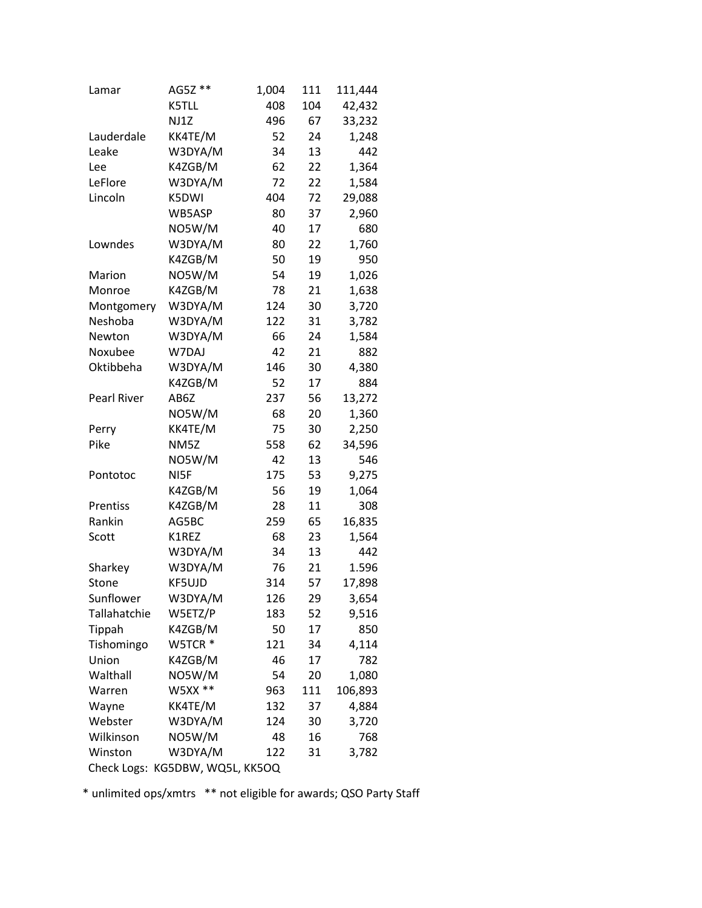| | | | | |
|---|---|---|---|---|
| Lamar | AG5Z ** | 1,004 | 111 | 111,444 |
| | K5TLL | 408 | 104 | 42,432 |
| | NJ1Z | 496 | 67 | 33,232 |
| Lauderdale | KK4TE/M | 52 | 24 | 1,248 |
| Leake | W3DYA/M | 34 | 13 | 442 |
| Lee | K4ZGB/M | 62 | 22 | 1,364 |
| LeFlore | W3DYA/M | 72 | 22 | 1,584 |
| Lincoln | K5DWI | 404 | 72 | 29,088 |
| | WB5ASP | 80 | 37 | 2,960 |
| | NO5W/M | 40 | 17 | 680 |
| Lowndes | W3DYA/M | 80 | 22 | 1,760 |
| | K4ZGB/M | 50 | 19 | 950 |
| Marion | NO5W/M | 54 | 19 | 1,026 |
| Monroe | K4ZGB/M | 78 | 21 | 1,638 |
| Montgomery | W3DYA/M | 124 | 30 | 3,720 |
| Neshoba | W3DYA/M | 122 | 31 | 3,782 |
| Newton | W3DYA/M | 66 | 24 | 1,584 |
| Noxubee | W7DAJ | 42 | 21 | 882 |
| Oktibbeha | W3DYA/M | 146 | 30 | 4,380 |
| | K4ZGB/M | 52 | 17 | 884 |
| Pearl River | AB6Z | 237 | 56 | 13,272 |
| | NO5W/M | 68 | 20 | 1,360 |
| Perry | KK4TE/M | 75 | 30 | 2,250 |
| Pike | NM5Z | 558 | 62 | 34,596 |
| | NO5W/M | 42 | 13 | 546 |
| Pontotoc | NI5F | 175 | 53 | 9,275 |
| | K4ZGB/M | 56 | 19 | 1,064 |
| Prentiss | K4ZGB/M | 28 | 11 | 308 |
| Rankin | AG5BC | 259 | 65 | 16,835 |
| Scott | K1REZ | 68 | 23 | 1,564 |
| | W3DYA/M | 34 | 13 | 442 |
| Sharkey | W3DYA/M | 76 | 21 | 1.596 |
| Stone | KF5UJD | 314 | 57 | 17,898 |
| Sunflower | W3DYA/M | 126 | 29 | 3,654 |
| Tallahatchie | W5ETZ/P | 183 | 52 | 9,516 |
| Tippah | K4ZGB/M | 50 | 17 | 850 |
| Tishomingo | W5TCR * | 121 | 34 | 4,114 |
| Union | K4ZGB/M | 46 | 17 | 782 |
| Walthall | NO5W/M | 54 | 20 | 1,080 |
| Warren | W5XX ** | 963 | 111 | 106,893 |
| Wayne | KK4TE/M | 132 | 37 | 4,884 |
| Webster | W3DYA/M | 124 | 30 | 3,720 |
| Wilkinson | NO5W/M | 48 | 16 | 768 |
| Winston | W3DYA/M | 122 | 31 | 3,782 |

Check Logs: KG5DBW, WQ5L, KK5OQ

* unlimited ops/xmtrs ** not eligible for awards; QSO Party Staff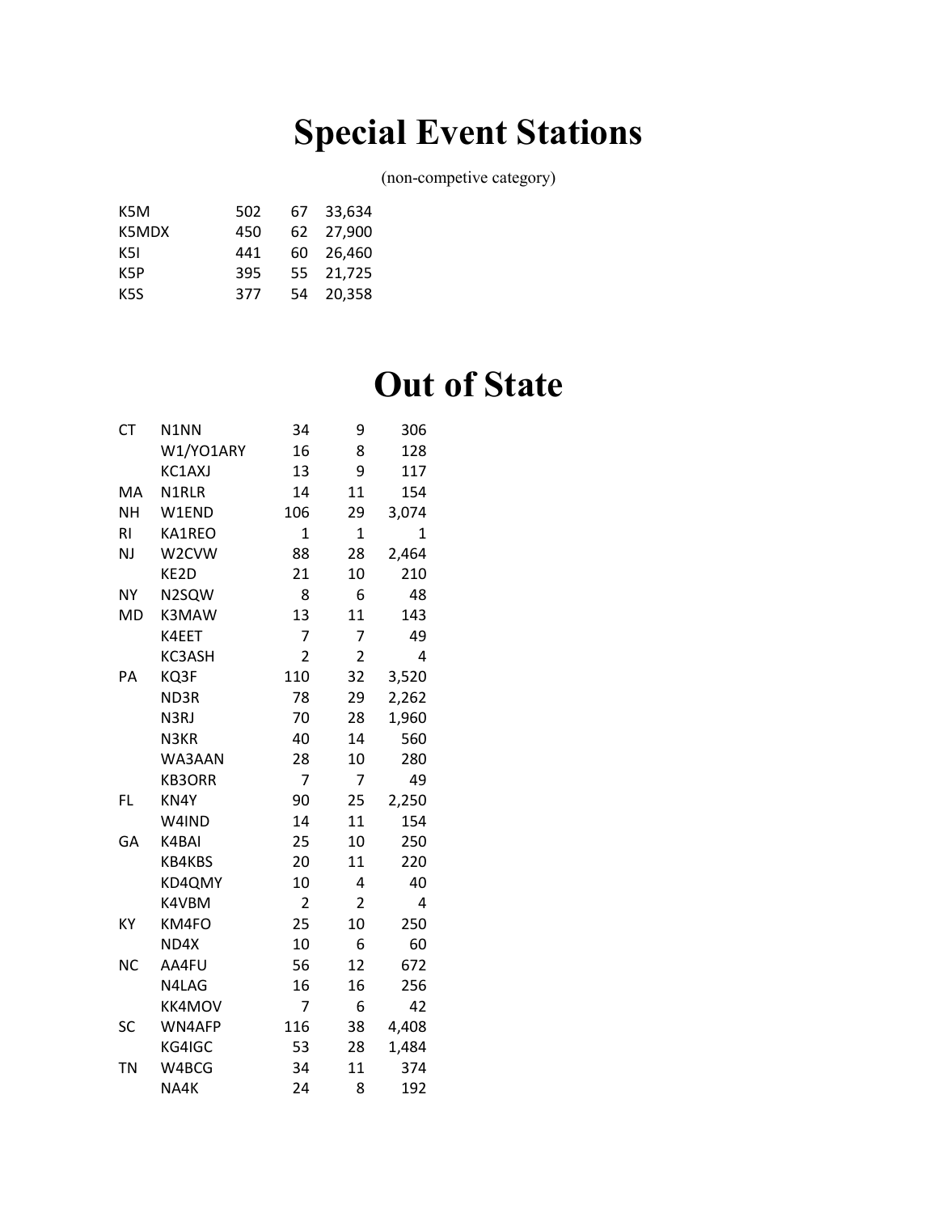# Special Event Stations

(non-competive category)

| | | | |
|---|---|---|---|
| K5M | 502 | 67 | 33,634 |
| K5MDX | 450 | 62 | 27,900 |
| K5I | 441 | 60 | 26,460 |
| K5P | 395 | 55 | 21,725 |
| K5S | 377 | 54 | 20,358 |

# Out of State

| | | | | |
|---|---|---|---|---|
| CT | N1NN | 34 | 9 | 306 |
| | W1/YO1ARY | 16 | 8 | 128 |
| | KC1AXJ | 13 | 9 | 117 |
| MA | N1RLR | 14 | 11 | 154 |
| NH | W1END | 106 | 29 | 3,074 |
| RI | KA1REO | 1 | 1 | 1 |
| NJ | W2CVW | 88 | 28 | 2,464 |
| | KE2D | 21 | 10 | 210 |
| NY | N2SQW | 8 | 6 | 48 |
| MD | K3MAW | 13 | 11 | 143 |
| | K4EET | 7 | 7 | 49 |
| | KC3ASH | 2 | 2 | 4 |
| PA | KQ3F | 110 | 32 | 3,520 |
| | ND3R | 78 | 29 | 2,262 |
| | N3RJ | 70 | 28 | 1,960 |
| | N3KR | 40 | 14 | 560 |
| | WA3AAN | 28 | 10 | 280 |
| | KB3ORR | 7 | 7 | 49 |
| FL | KN4Y | 90 | 25 | 2,250 |
| | W4IND | 14 | 11 | 154 |
| GA | K4BAI | 25 | 10 | 250 |
| | KB4KBS | 20 | 11 | 220 |
| | KD4QMY | 10 | 4 | 40 |
| | K4VBM | 2 | 2 | 4 |
| KY | KM4FO | 25 | 10 | 250 |
| | ND4X | 10 | 6 | 60 |
| NC | AA4FU | 56 | 12 | 672 |
| | N4LAG | 16 | 16 | 256 |
| | KK4MOV | 7 | 6 | 42 |
| SC | WN4AFP | 116 | 38 | 4,408 |
| | KG4IGC | 53 | 28 | 1,484 |
| TN | W4BCG | 34 | 11 | 374 |
| | NA4K | 24 | 8 | 192 |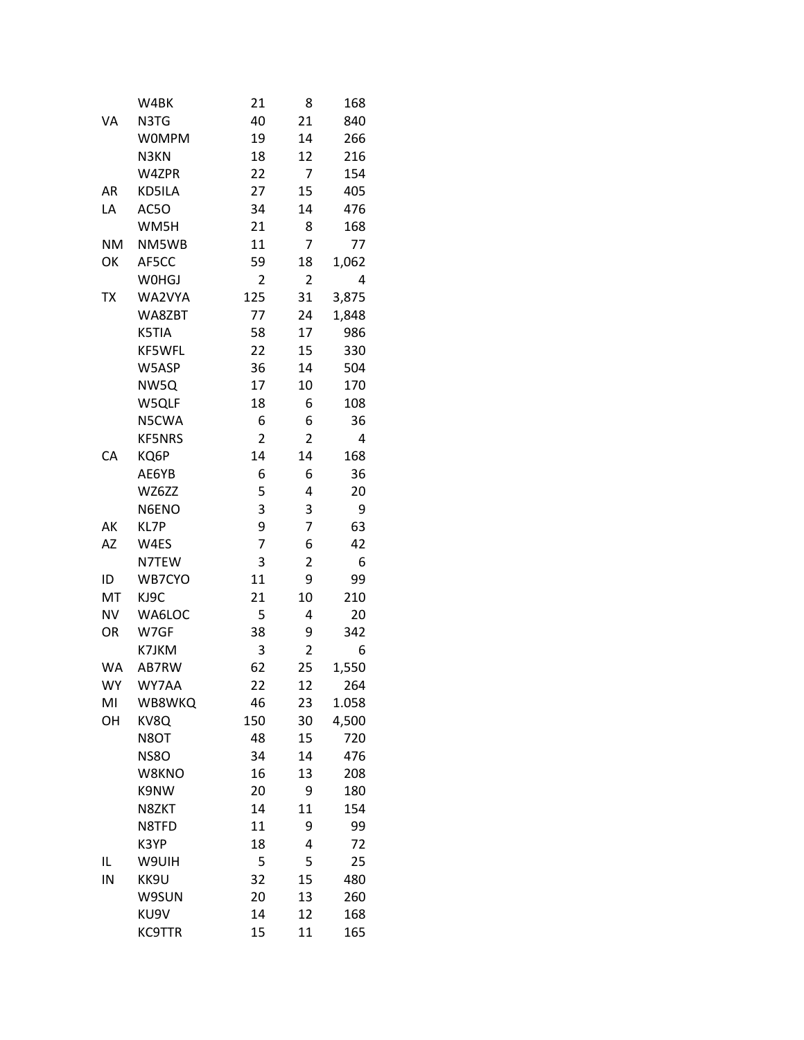| | | | | |
|---|---|---|---|---|
| | W4BK | 21 | 8 | 168 |
| VA | N3TG | 40 | 21 | 840 |
| | W0MPM | 19 | 14 | 266 |
| | N3KN | 18 | 12 | 216 |
| | W4ZPR | 22 | 7 | 154 |
| AR | KD5ILA | 27 | 15 | 405 |
| LA | AC5O | 34 | 14 | 476 |
| | WM5H | 21 | 8 | 168 |
| NM | NM5WB | 11 | 7 | 77 |
| OK | AF5CC | 59 | 18 | 1,062 |
| | W0HGJ | 2 | 2 | 4 |
| TX | WA2VYA | 125 | 31 | 3,875 |
| | WA8ZBT | 77 | 24 | 1,848 |
| | K5TIA | 58 | 17 | 986 |
| | KF5WFL | 22 | 15 | 330 |
| | W5ASP | 36 | 14 | 504 |
| | NW5Q | 17 | 10 | 170 |
| | W5QLF | 18 | 6 | 108 |
| | N5CWA | 6 | 6 | 36 |
| | KF5NRS | 2 | 2 | 4 |
| CA | KQ6P | 14 | 14 | 168 |
| | AE6YB | 6 | 6 | 36 |
| | WZ6ZZ | 5 | 4 | 20 |
| | N6ENO | 3 | 3 | 9 |
| AK | KL7P | 9 | 7 | 63 |
| AZ | W4ES | 7 | 6 | 42 |
| | N7TEW | 3 | 2 | 6 |
| ID | WB7CYO | 11 | 9 | 99 |
| MT | KJ9C | 21 | 10 | 210 |
| NV | WA6LOC | 5 | 4 | 20 |
| OR | W7GF | 38 | 9 | 342 |
| | K7JKM | 3 | 2 | 6 |
| WA | AB7RW | 62 | 25 | 1,550 |
| WY | WY7AA | 22 | 12 | 264 |
| MI | WB8WKQ | 46 | 23 | 1.058 |
| OH | KV8Q | 150 | 30 | 4,500 |
| | N8OT | 48 | 15 | 720 |
| | NS8O | 34 | 14 | 476 |
| | W8KNO | 16 | 13 | 208 |
| | K9NW | 20 | 9 | 180 |
| | N8ZKT | 14 | 11 | 154 |
| | N8TFD | 11 | 9 | 99 |
| | K3YP | 18 | 4 | 72 |
| IL | W9UIH | 5 | 5 | 25 |
| IN | KK9U | 32 | 15 | 480 |
| | W9SUN | 20 | 13 | 260 |
| | KU9V | 14 | 12 | 168 |
| | KC9TTR | 15 | 11 | 165 |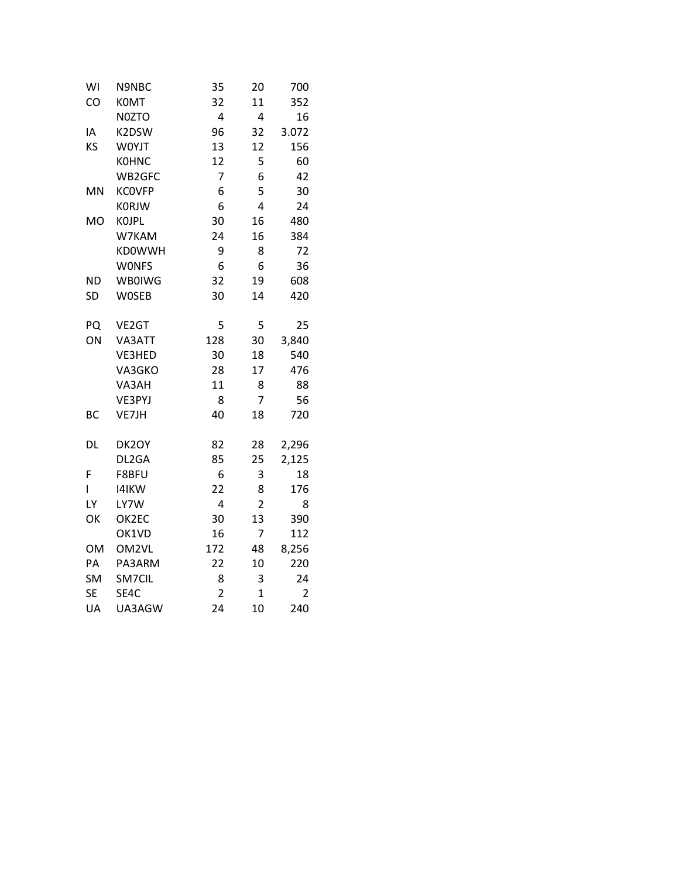| | | | | |
|---|---|---|---|---|
| WI | N9NBC | 35 | 20 | 700 |
| CO | K0MT | 32 | 11 | 352 |
| | N0ZTO | 4 | 4 | 16 |
| IA | K2DSW | 96 | 32 | 3.072 |
| KS | W0YJT | 13 | 12 | 156 |
| | K0HNC | 12 | 5 | 60 |
| | WB2GFC | 7 | 6 | 42 |
| MN | KC0VFP | 6 | 5 | 30 |
| | K0RJW | 6 | 4 | 24 |
| MO | K0JPL | 30 | 16 | 480 |
| | W7KAM | 24 | 16 | 384 |
| | KD0WWH | 9 | 8 | 72 |
| | W0NFS | 6 | 6 | 36 |
| ND | WB0IWG | 32 | 19 | 608 |
| SD | W0SEB | 30 | 14 | 420 |
| | | | | |
| PQ | VE2GT | 5 | 5 | 25 |
| ON | VA3ATT | 128 | 30 | 3,840 |
| | VE3HED | 30 | 18 | 540 |
| | VA3GKO | 28 | 17 | 476 |
| | VA3AH | 11 | 8 | 88 |
| | VE3PYJ | 8 | 7 | 56 |
| BC | VE7JH | 40 | 18 | 720 |
| | | | | |
| DL | DK2OY | 82 | 28 | 2,296 |
| | DL2GA | 85 | 25 | 2,125 |
| F | F8BFU | 6 | 3 | 18 |
| I | I4IKW | 22 | 8 | 176 |
| LY | LY7W | 4 | 2 | 8 |
| OK | OK2EC | 30 | 13 | 390 |
| | OK1VD | 16 | 7 | 112 |
| OM | OM2VL | 172 | 48 | 8,256 |
| PA | PA3ARM | 22 | 10 | 220 |
| SM | SM7CIL | 8 | 3 | 24 |
| SE | SE4C | 2 | 1 | 2 |
| UA | UA3AGW | 24 | 10 | 240 |